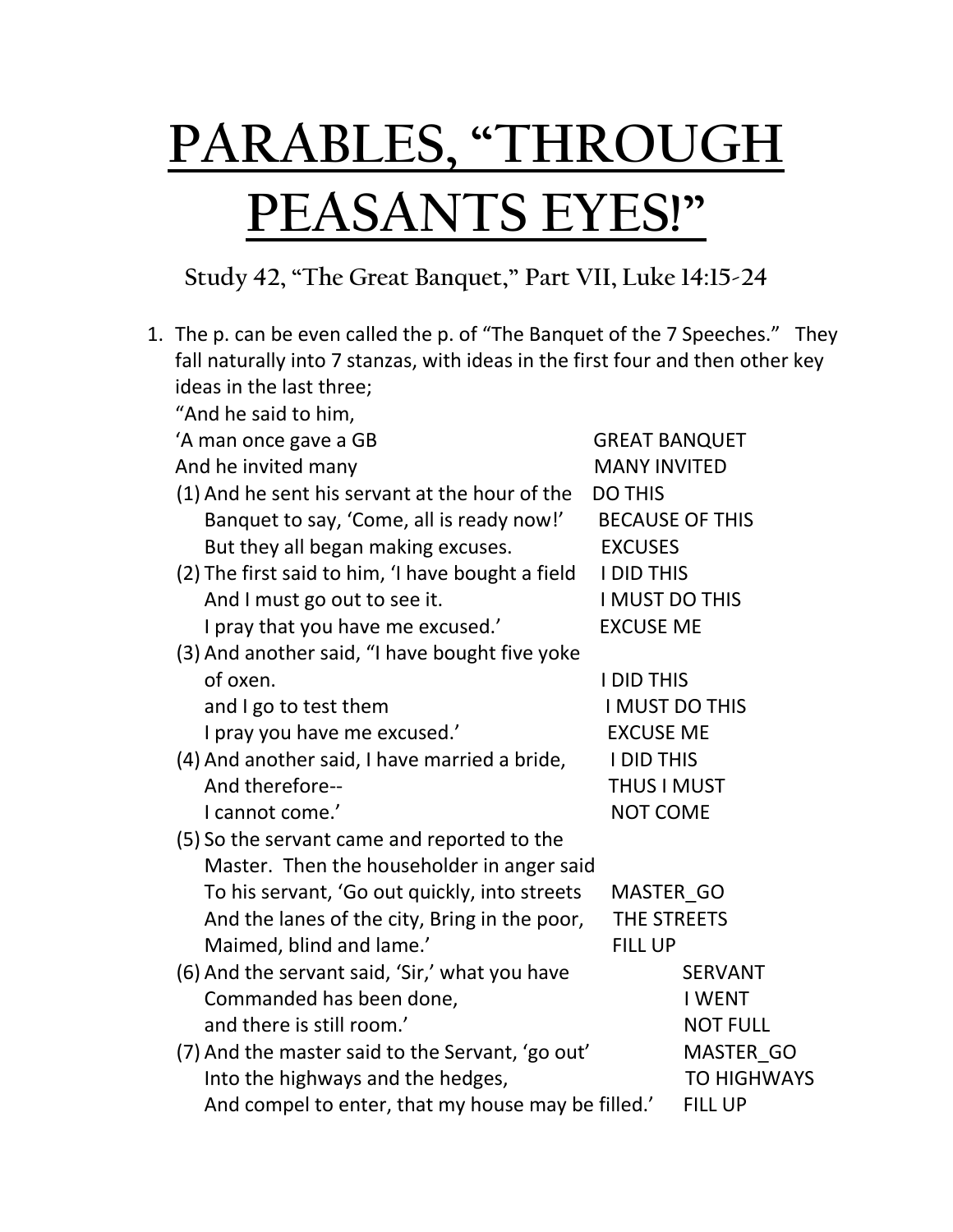# PARABLES, "THROUGH PEASANTS EYES!"

### Study 42, "The Great Banquet," Part VII, Luke 14:15-24

1. The p. can be even called the p. of "The Banquet of the 7 Speeches." They fall naturally into 7 stanzas, with ideas in the first four and then other key ideas in the last three;

   "And he said to him,

   'A man once gave a GB — GREAT BANQUET
   And he invited many — MANY INVITED

   (1) And he sent his servant at the hour of the — DO THIS
   Banquet to say, 'Come, all is ready now!' — BECAUSE OF THIS
   But they all began making excuses. — EXCUSES

   (2) The first said to him, 'I have bought a field — I DID THIS
   And I must go out to see it. — I MUST DO THIS
   I pray that you have me excused.' — EXCUSE ME

   (3) And another said, "I have bought five yoke of oxen. — I DID THIS
   and I go to test them — I MUST DO THIS
   I pray you have me excused.' — EXCUSE ME

   (4) And another said, I have married a bride, — I DID THIS
   And therefore-- — THUS I MUST
   I cannot come.' — NOT COME

   (5) So the servant came and reported to the Master. Then the householder in anger said
   To his servant, 'Go out quickly, into streets — MASTER_GO
   And the lanes of the city, Bring in the poor, — THE STREETS
   Maimed, blind and lame.' — FILL UP

   (6) And the servant said, 'Sir,' what you have — SERVANT
   Commanded has been done, — I WENT
   and there is still room.' — NOT FULL

   (7) And the master said to the Servant, 'go out' — MASTER_GO
   Into the highways and the hedges, — TO HIGHWAYS
   And compel to enter, that my house may be filled.' — FILL UP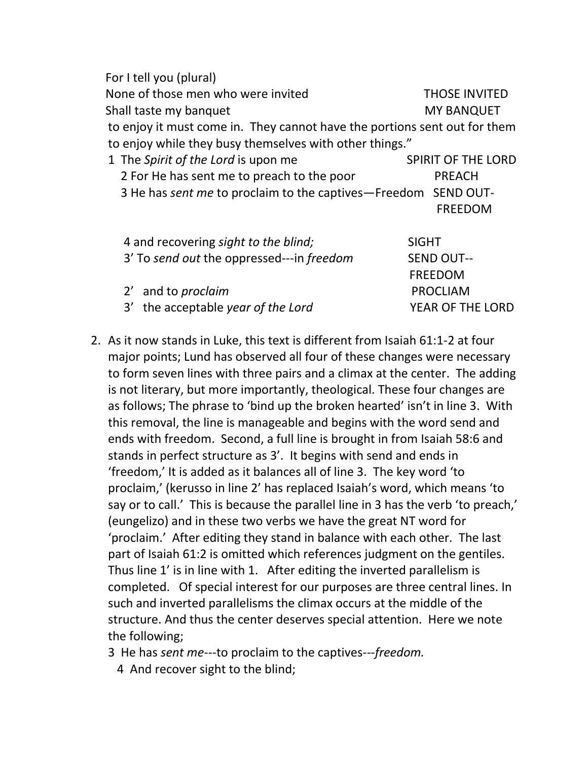For I tell you (plural)
None of those men who were invited THOSE INVITED
Shall taste my banquet MY BANQUET
to enjoy it must come in. They cannot have the portions sent out for them to enjoy while they busy themselves with other things."

| | |
|---|---|
| 1 The *Spirit of the Lord* is upon me | SPIRIT OF THE LORD |
| 2 For He has sent me to preach to the poor | PREACH |
| 3 He has *sent me* to proclaim to the captives—Freedom | SEND OUT-FREEDOM |
| 4 and recovering *sight to the blind;* | SIGHT |
| 3' To *send out* the oppressed---in *freedom* | SEND OUT--FREEDOM |
| 2' and to *proclaim* | PROCLIAM |
| 3' the acceptable *year of the Lord* | YEAR OF THE LORD |

2. As it now stands in Luke, this text is different from Isaiah 61:1-2 at four major points; Lund has observed all four of these changes were necessary to form seven lines with three pairs and a climax at the center. The adding is not literary, but more importantly, theological. These four changes are as follows; The phrase to 'bind up the broken hearted' isn't in line 3. With this removal, the line is manageable and begins with the word send and ends with freedom. Second, a full line is brought in from Isaiah 58:6 and stands in perfect structure as 3'. It begins with send and ends in 'freedom,' It is added as it balances all of line 3. The key word 'to proclaim,' (kerusso in line 2' has replaced Isaiah's word, which means 'to say or to call.' This is because the parallel line in 3 has the verb 'to preach,' (eungelizo) and in these two verbs we have the great NT word for 'proclaim.' After editing they stand in balance with each other. The last part of Isaiah 61:2 is omitted which references judgment on the gentiles. Thus line 1' is in line with 1. After editing the inverted parallelism is completed. Of special interest for our purposes are three central lines. In such and inverted parallelisms the climax occurs at the middle of the structure. And thus the center deserves special attention. Here we note the following;
   3 He has *sent me*---to proclaim to the captives---*freedom.*
   4 And recover sight to the blind;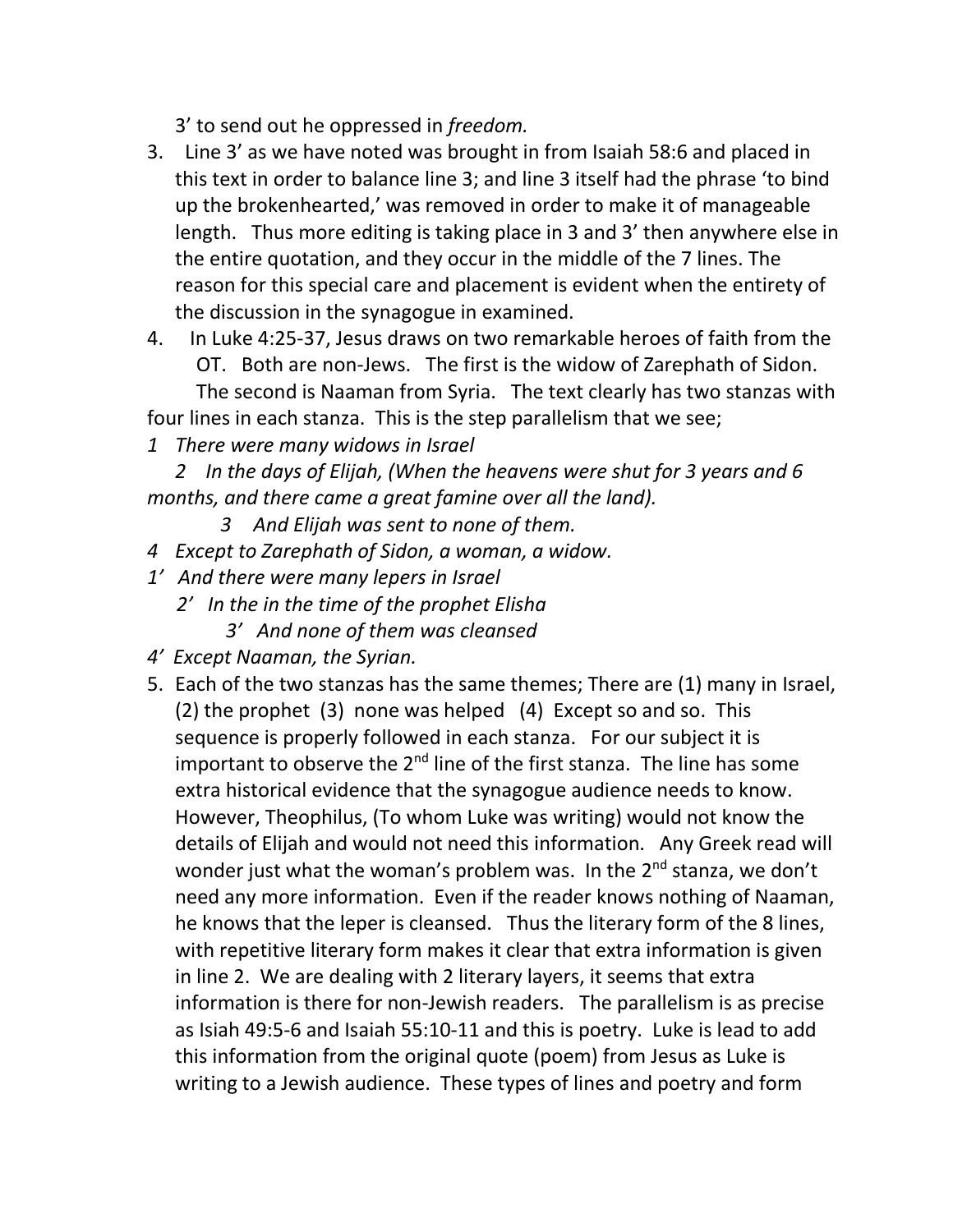3' to send out he oppressed in *freedom.*

3. Line 3' as we have noted was brought in from Isaiah 58:6 and placed in this text in order to balance line 3; and line 3 itself had the phrase 'to bind up the brokenhearted,' was removed in order to make it of manageable length. Thus more editing is taking place in 3 and 3' then anywhere else in the entire quotation, and they occur in the middle of the 7 lines. The reason for this special care and placement is evident when the entirety of the discussion in the synagogue in examined.
4. In Luke 4:25-37, Jesus draws on two remarkable heroes of faith from the OT. Both are non-Jews. The first is the widow of Zarephath of Sidon. The second is Naaman from Syria. The text clearly has two stanzas with four lines in each stanza. This is the step parallelism that we see;

*1 There were many widows in Israel*

*2 In the days of Elijah, (When the heavens were shut for 3 years and 6 months, and there came a great famine over all the land).*

*3 And Elijah was sent to none of them.*

*4 Except to Zarephath of Sidon, a woman, a widow.*

*1' And there were many lepers in Israel*

*2' In the in the time of the prophet Elisha*

*3' And none of them was cleansed*

*4' Except Naaman, the Syrian.*

5. Each of the two stanzas has the same themes; There are (1) many in Israel, (2) the prophet (3) none was helped (4) Except so and so. This sequence is properly followed in each stanza. For our subject it is important to observe the 2nd line of the first stanza. The line has some extra historical evidence that the synagogue audience needs to know. However, Theophilus, (To whom Luke was writing) would not know the details of Elijah and would not need this information. Any Greek read will wonder just what the woman's problem was. In the 2nd stanza, we don't need any more information. Even if the reader knows nothing of Naaman, he knows that the leper is cleansed. Thus the literary form of the 8 lines, with repetitive literary form makes it clear that extra information is given in line 2. We are dealing with 2 literary layers, it seems that extra information is there for non-Jewish readers. The parallelism is as precise as Isiah 49:5-6 and Isaiah 55:10-11 and this is poetry. Luke is lead to add this information from the original quote (poem) from Jesus as Luke is writing to a Jewish audience. These types of lines and poetry and form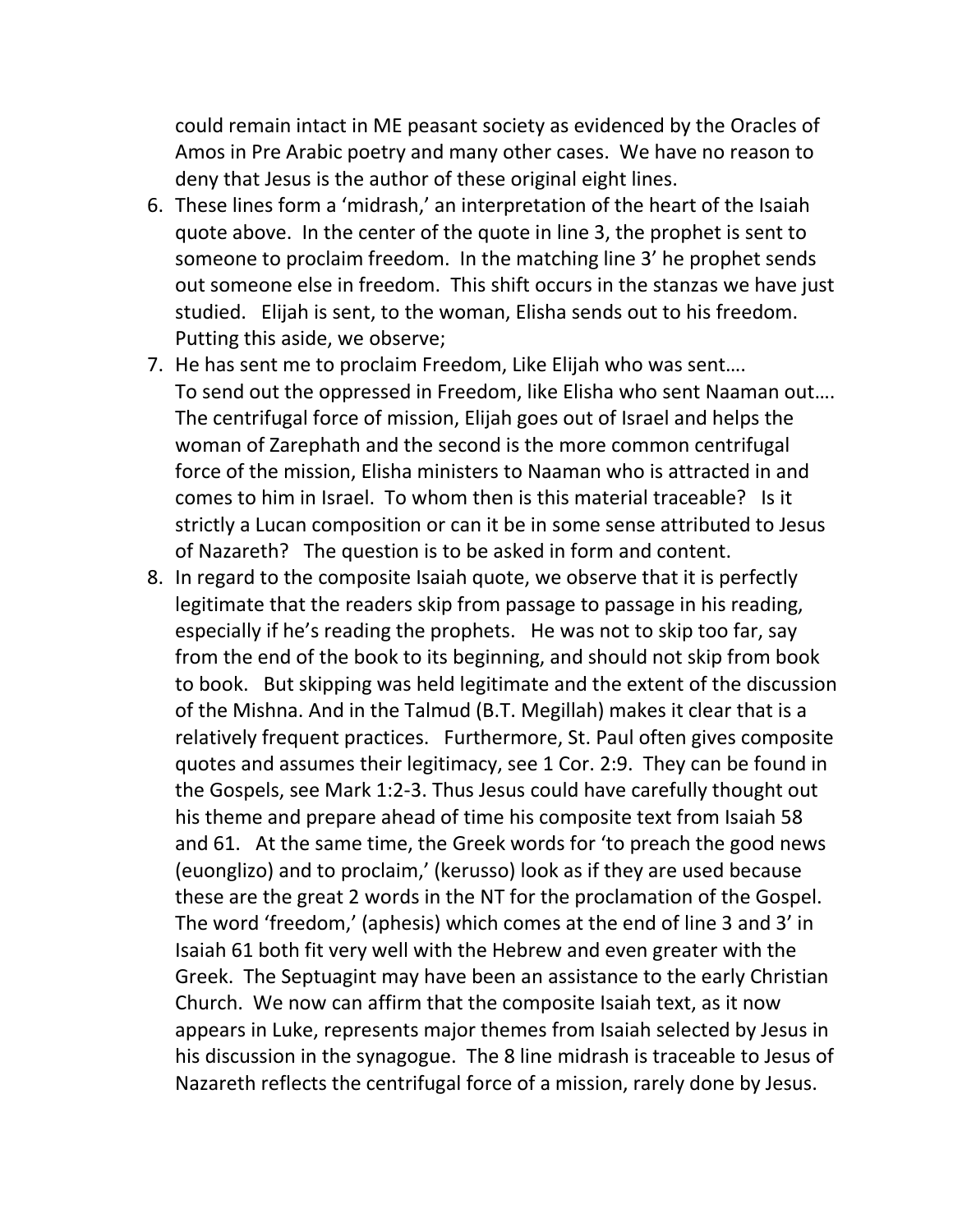could remain intact in ME peasant society as evidenced by the Oracles of Amos in Pre Arabic poetry and many other cases. We have no reason to deny that Jesus is the author of these original eight lines.

6. These lines form a 'midrash,' an interpretation of the heart of the Isaiah quote above. In the center of the quote in line 3, the prophet is sent to someone to proclaim freedom. In the matching line 3' he prophet sends out someone else in freedom. This shift occurs in the stanzas we have just studied. Elijah is sent, to the woman, Elisha sends out to his freedom. Putting this aside, we observe;
7. He has sent me to proclaim Freedom, Like Elijah who was sent….
   To send out the oppressed in Freedom, like Elisha who sent Naaman out….
   The centrifugal force of mission, Elijah goes out of Israel and helps the woman of Zarephath and the second is the more common centrifugal force of the mission, Elisha ministers to Naaman who is attracted in and comes to him in Israel. To whom then is this material traceable? Is it strictly a Lucan composition or can it be in some sense attributed to Jesus of Nazareth? The question is to be asked in form and content.
8. In regard to the composite Isaiah quote, we observe that it is perfectly legitimate that the readers skip from passage to passage in his reading, especially if he's reading the prophets. He was not to skip too far, say from the end of the book to its beginning, and should not skip from book to book. But skipping was held legitimate and the extent of the discussion of the Mishna. And in the Talmud (B.T. Megillah) makes it clear that is a relatively frequent practices. Furthermore, St. Paul often gives composite quotes and assumes their legitimacy, see 1 Cor. 2:9. They can be found in the Gospels, see Mark 1:2-3. Thus Jesus could have carefully thought out his theme and prepare ahead of time his composite text from Isaiah 58 and 61. At the same time, the Greek words for 'to preach the good news (euonglizo) and to proclaim,' (kerusso) look as if they are used because these are the great 2 words in the NT for the proclamation of the Gospel. The word 'freedom,' (aphesis) which comes at the end of line 3 and 3' in Isaiah 61 both fit very well with the Hebrew and even greater with the Greek. The Septuagint may have been an assistance to the early Christian Church. We now can affirm that the composite Isaiah text, as it now appears in Luke, represents major themes from Isaiah selected by Jesus in his discussion in the synagogue. The 8 line midrash is traceable to Jesus of Nazareth reflects the centrifugal force of a mission, rarely done by Jesus.